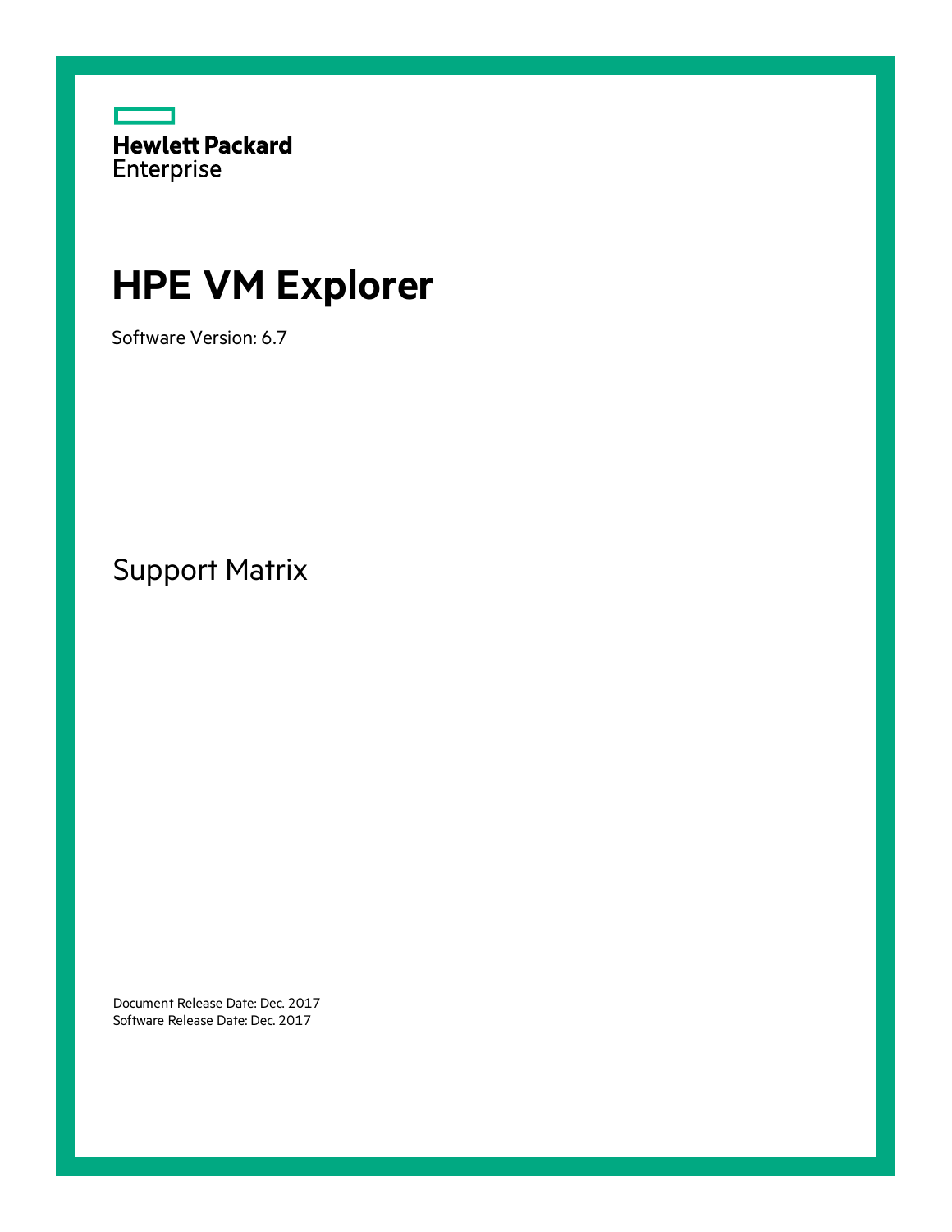Hewlett Packard Enterprise

# HPE VM Explorer

Software Version: 6.7

## Support Matrix

Document Release Date: Dec. 2017
Software Release Date: Dec. 2017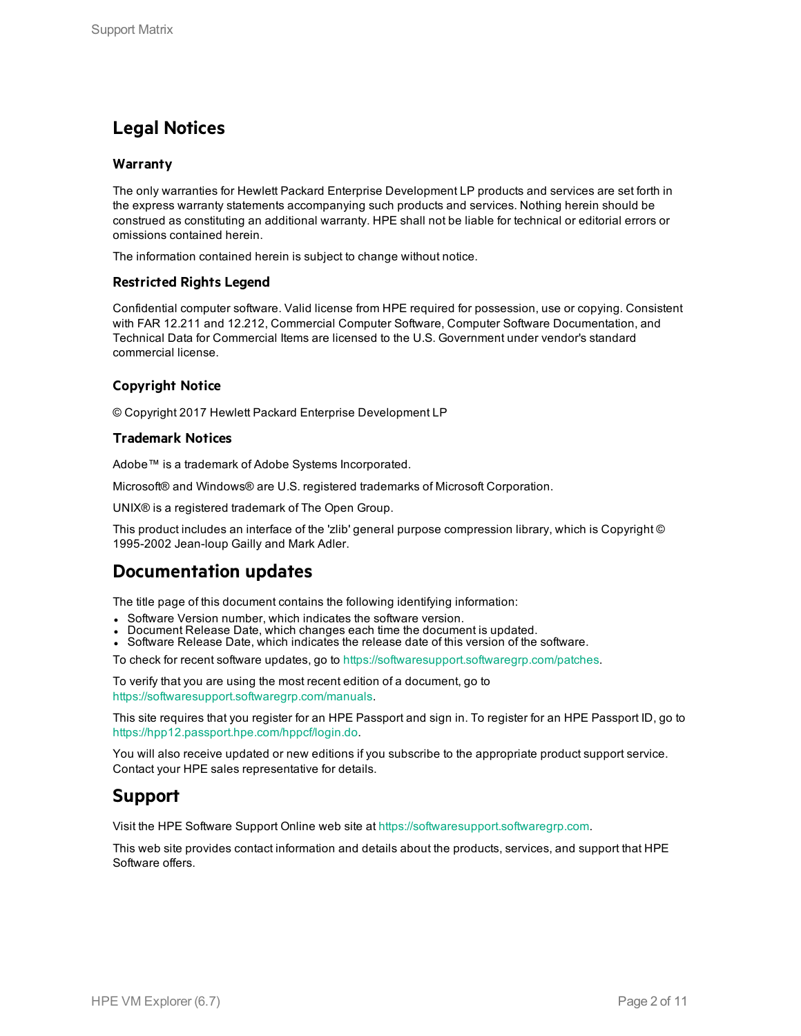# Legal Notices

### Warranty

The only warranties for Hewlett Packard Enterprise Development LP products and services are set forth in the express warranty statements accompanying such products and services. Nothing herein should be construed as constituting an additional warranty. HPE shall not be liable for technical or editorial errors or omissions contained herein.

The information contained herein is subject to change without notice.

### Restricted Rights Legend

Confidential computer software. Valid license from HPE required for possession, use or copying. Consistent with FAR 12.211 and 12.212, Commercial Computer Software, Computer Software Documentation, and Technical Data for Commercial Items are licensed to the U.S. Government under vendor's standard commercial license.

### Copyright Notice

© Copyright 2017 Hewlett Packard Enterprise Development LP

### Trademark Notices

Adobe™ is a trademark of Adobe Systems Incorporated.

Microsoft® and Windows® are U.S. registered trademarks of Microsoft Corporation.

UNIX® is a registered trademark of The Open Group.

This product includes an interface of the 'zlib' general purpose compression library, which is Copyright © 1995-2002 Jean-loup Gailly and Mark Adler.

# Documentation updates

The title page of this document contains the following identifying information:

- Software Version number, which indicates the software version.
- Document Release Date, which changes each time the document is updated.
- Software Release Date, which indicates the release date of this version of the software.

To check for recent software updates, go to https://softwaresupport.softwaregrp.com/patches.

To verify that you are using the most recent edition of a document, go to https://softwaresupport.softwaregrp.com/manuals.

This site requires that you register for an HPE Passport and sign in. To register for an HPE Passport ID, go to https://hpp12.passport.hpe.com/hppcf/login.do.

You will also receive updated or new editions if you subscribe to the appropriate product support service. Contact your HPE sales representative for details.

# Support

Visit the HPE Software Support Online web site at https://softwaresupport.softwaregrp.com.

This web site provides contact information and details about the products, services, and support that HPE Software offers.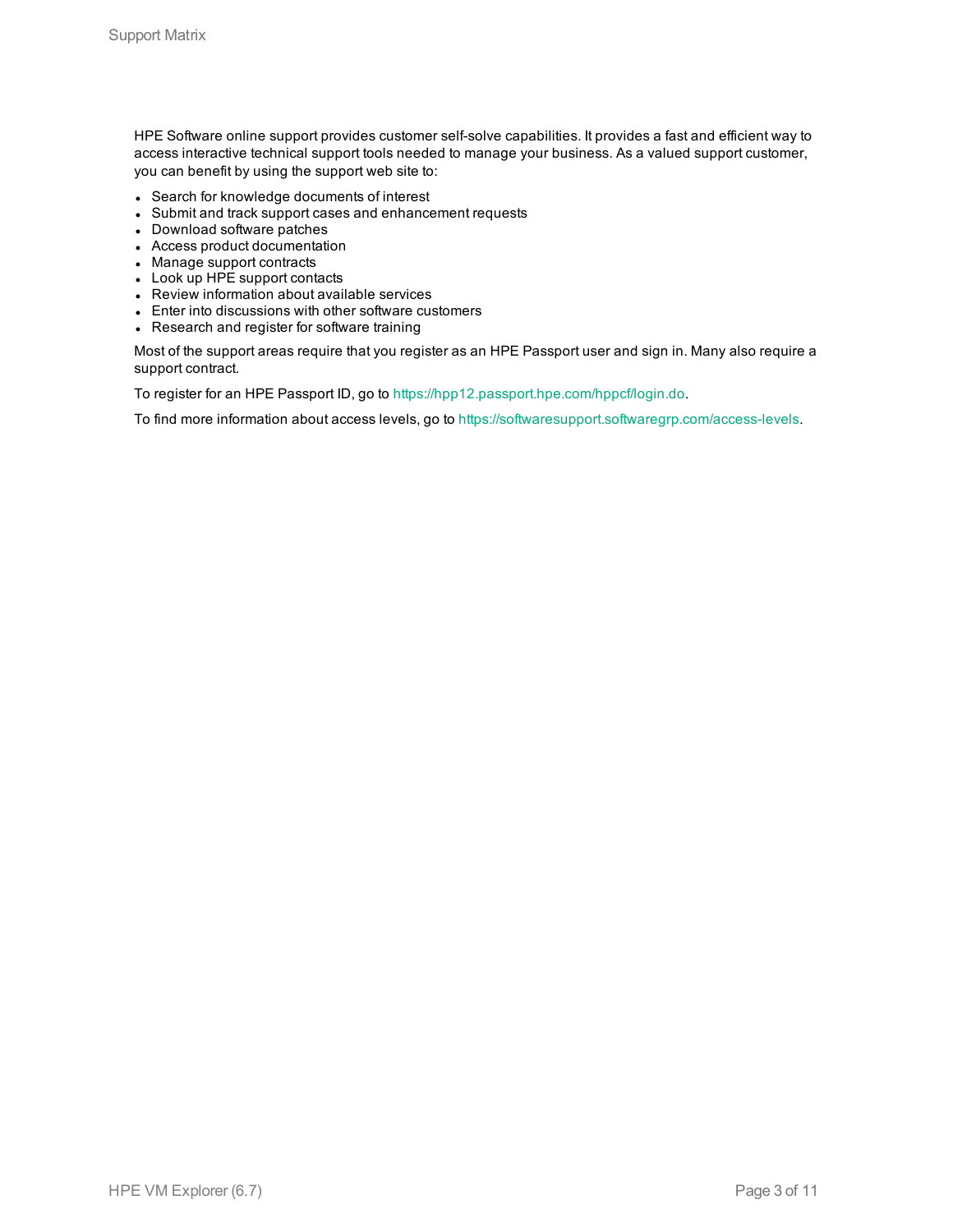HPE Software online support provides customer self-solve capabilities. It provides a fast and efficient way to access interactive technical support tools needed to manage your business. As a valued support customer, you can benefit by using the support web site to:

- Search for knowledge documents of interest
- Submit and track support cases and enhancement requests
- Download software patches
- Access product documentation
- Manage support contracts
- Look up HPE support contacts
- Review information about available services
- Enter into discussions with other software customers
- Research and register for software training

Most of the support areas require that you register as an HPE Passport user and sign in. Many also require a support contract.

To register for an HPE Passport ID, go to https://hpp12.passport.hpe.com/hppcf/login.do.

To find more information about access levels, go to https://softwaresupport.softwaregrp.com/access-levels.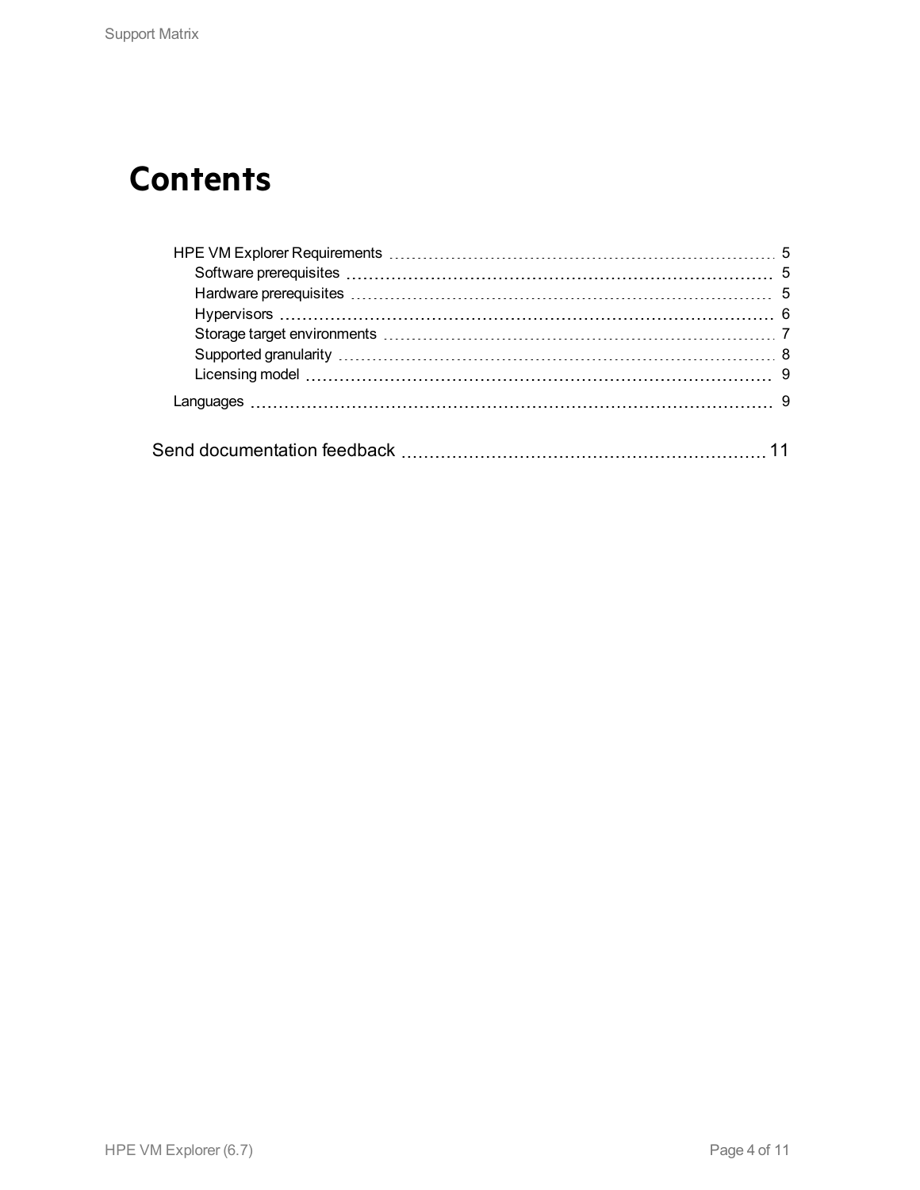# Contents

- HPE VM Explorer Requirements ........ 5
  - Software prerequisites ........ 5
  - Hardware prerequisites ........ 5
  - Hypervisors ........ 6
  - Storage target environments ........ 7
  - Supported granularity ........ 8
  - Licensing model ........ 9
- Languages ........ 9

Send documentation feedback ........ 11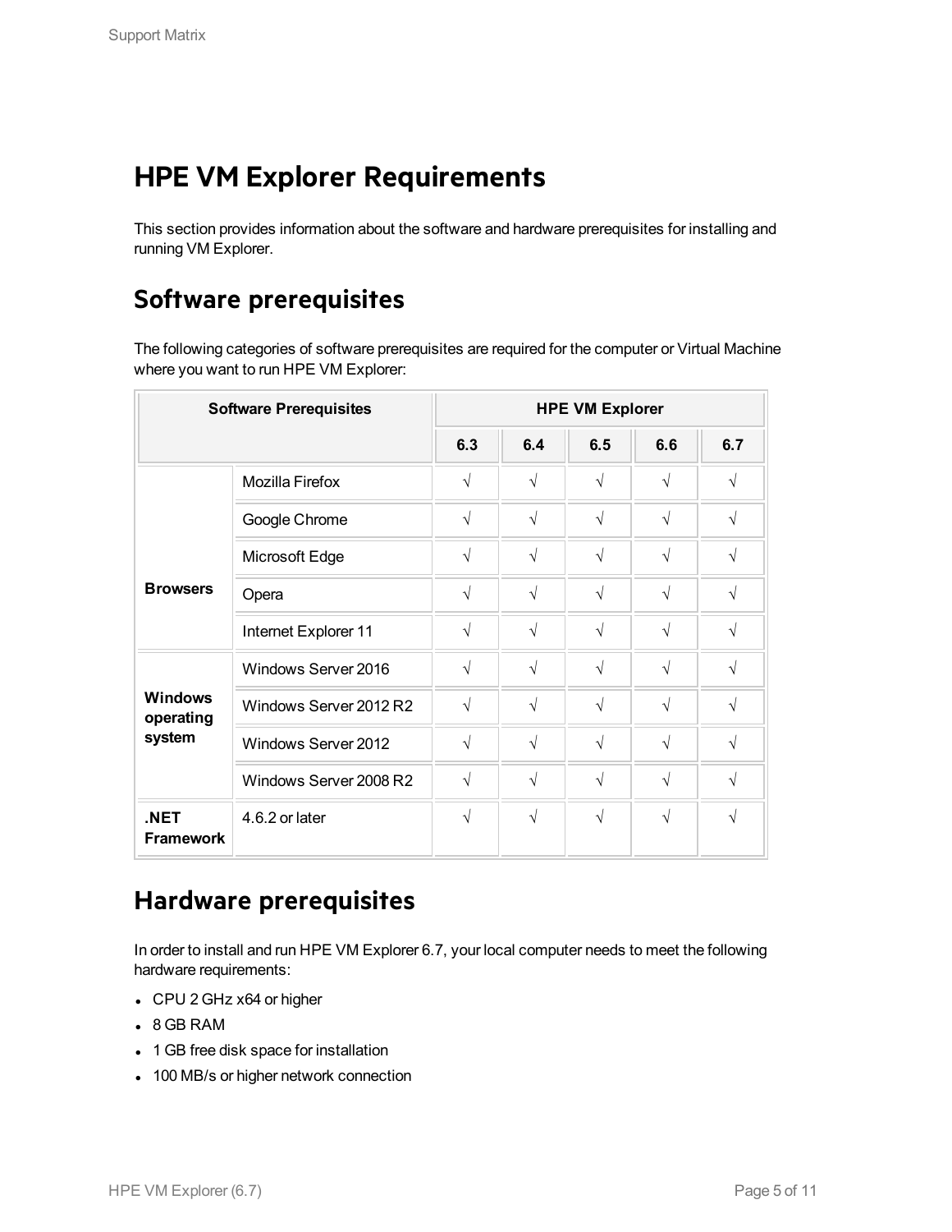# HPE VM Explorer Requirements

This section provides information about the software and hardware prerequisites for installing and running VM Explorer.

## Software prerequisites

The following categories of software prerequisites are required for the computer or Virtual Machine where you want to run HPE VM Explorer:

| Software Prerequisites | | HPE VM Explorer | | | | |
|---|---|---|---|---|---|---|
| | | 6.3 | 6.4 | 6.5 | 6.6 | 6.7 |
| **Browsers** | Mozilla Firefox | √ | √ | √ | √ | √ |
| | Google Chrome | √ | √ | √ | √ | √ |
| | Microsoft Edge | √ | √ | √ | √ | √ |
| | Opera | √ | √ | √ | √ | √ |
| | Internet Explorer 11 | √ | √ | √ | √ | √ |
| **Windows operating system** | Windows Server 2016 | √ | √ | √ | √ | √ |
| | Windows Server 2012 R2 | √ | √ | √ | √ | √ |
| | Windows Server 2012 | √ | √ | √ | √ | √ |
| | Windows Server 2008 R2 | √ | √ | √ | √ | √ |
| **.NET Framework** | 4.6.2 or later | √ | √ | √ | √ | √ |

## Hardware prerequisites

In order to install and run HPE VM Explorer 6.7, your local computer needs to meet the following hardware requirements:

- CPU 2 GHz x64 or higher
- 8 GB RAM
- 1 GB free disk space for installation
- 100 MB/s or higher network connection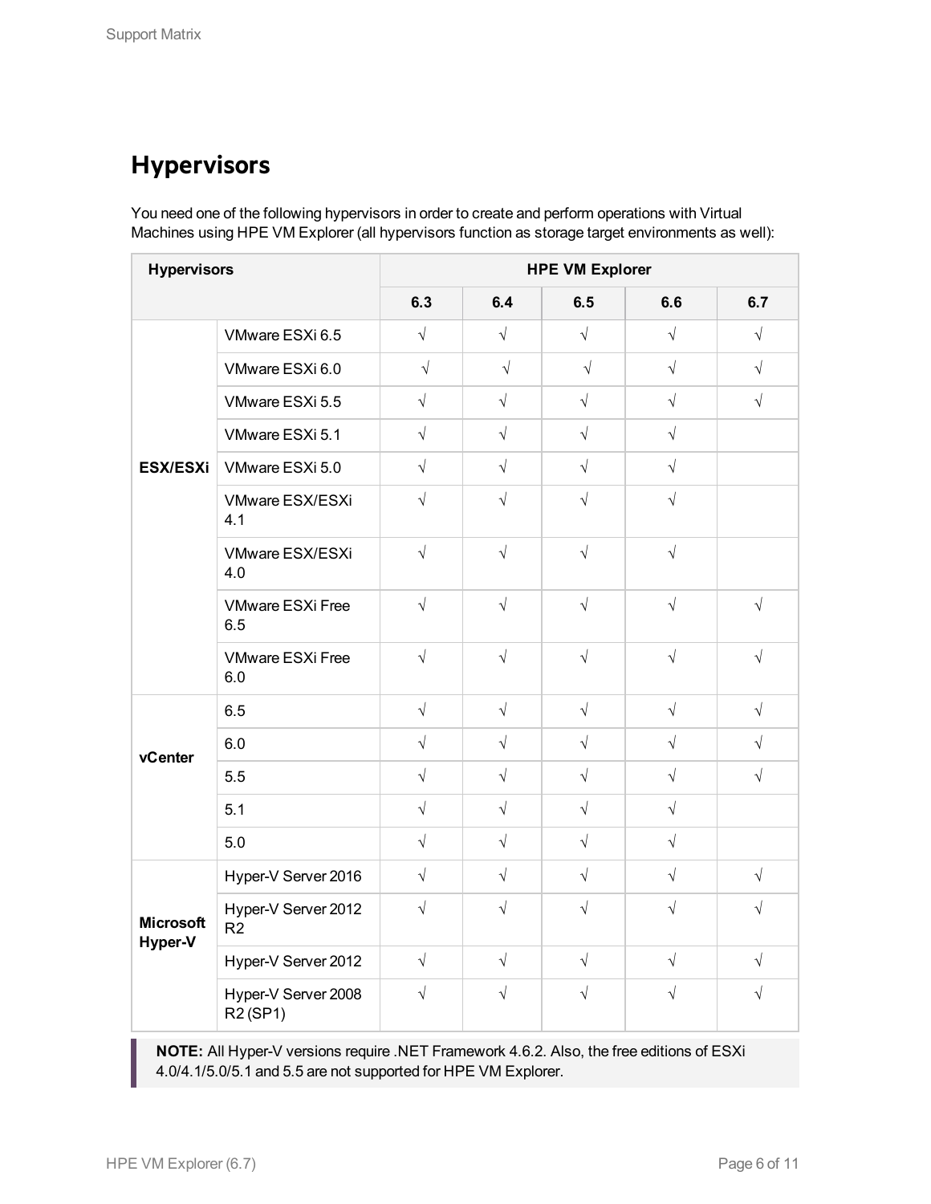## Hypervisors

You need one of the following hypervisors in order to create and perform operations with Virtual Machines using HPE VM Explorer (all hypervisors function as storage target environments as well):

| Hypervisors | | HPE VM Explorer | | | | |
|---|---|---|---|---|---|---|
| | | 6.3 | 6.4 | 6.5 | 6.6 | 6.7 |
| ESX/ESXi | VMware ESXi 6.5 | √ | √ | √ | √ | √ |
| | VMware ESXi 6.0 | √ | √ | √ | √ | √ |
| | VMware ESXi 5.5 | √ | √ | √ | √ | √ |
| | VMware ESXi 5.1 | √ | √ | √ | √ | |
| | VMware ESXi 5.0 | √ | √ | √ | √ | |
| | VMware ESX/ESXi 4.1 | √ | √ | √ | √ | |
| | VMware ESX/ESXi 4.0 | √ | √ | √ | √ | |
| | VMware ESXi Free 6.5 | √ | √ | √ | √ | √ |
| | VMware ESXi Free 6.0 | √ | √ | √ | √ | √ |
| vCenter | 6.5 | √ | √ | √ | √ | √ |
| | 6.0 | √ | √ | √ | √ | √ |
| | 5.5 | √ | √ | √ | √ | √ |
| | 5.1 | √ | √ | √ | √ | |
| | 5.0 | √ | √ | √ | √ | |
| Microsoft Hyper-V | Hyper-V Server 2016 | √ | √ | √ | √ | √ |
| | Hyper-V Server 2012 R2 | √ | √ | √ | √ | √ |
| | Hyper-V Server 2012 | √ | √ | √ | √ | √ |
| | Hyper-V Server 2008 R2 (SP1) | √ | √ | √ | √ | √ |

**NOTE:** All Hyper-V versions require .NET Framework 4.6.2. Also, the free editions of ESXi 4.0/4.1/5.0/5.1 and 5.5 are not supported for HPE VM Explorer.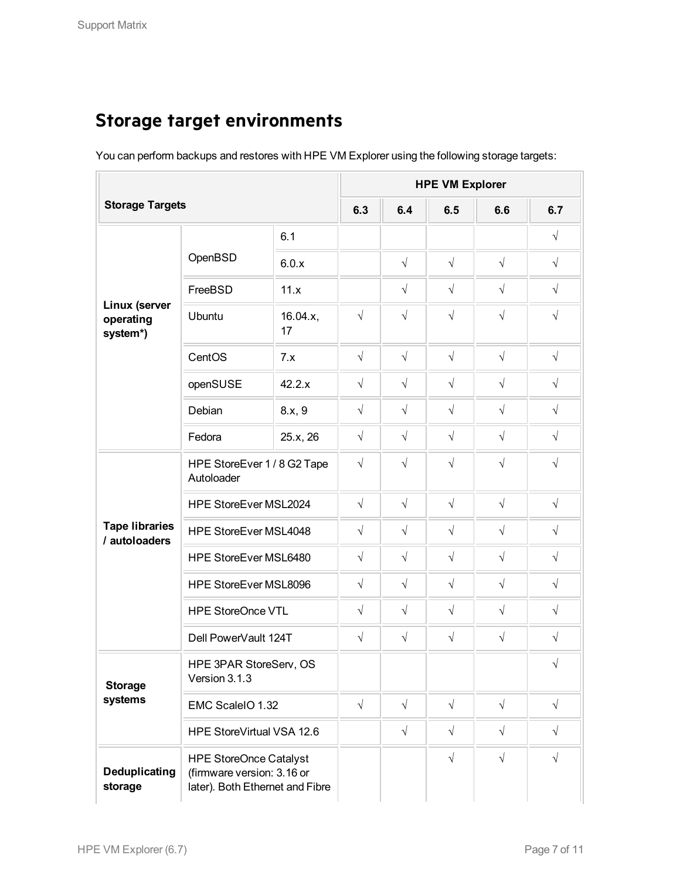## Storage target environments

You can perform backups and restores with HPE VM Explorer using the following storage targets:

| Storage Targets | | | HPE VM Explorer | | | | |
|---|---|---|---|---|---|---|---|
| | | | 6.3 | 6.4 | 6.5 | 6.6 | 6.7 |
| **Linux (server operating system*)** | OpenBSD | 6.1 | | | | | √ |
| | | 6.0.x | | √ | √ | √ | √ |
| | FreeBSD | 11.x | | √ | √ | √ | √ |
| | Ubuntu | 16.04.x, 17 | √ | √ | √ | √ | √ |
| | CentOS | 7.x | √ | √ | √ | √ | √ |
| | openSUSE | 42.2.x | √ | √ | √ | √ | √ |
| | Debian | 8.x, 9 | √ | √ | √ | √ | √ |
| | Fedora | 25.x, 26 | √ | √ | √ | √ | √ |
| **Tape libraries / autoloaders** | HPE StoreEver 1 / 8 G2 Tape Autoloader | | √ | √ | √ | √ | √ |
| | HPE StoreEver MSL2024 | | √ | √ | √ | √ | √ |
| | HPE StoreEver MSL4048 | | √ | √ | √ | √ | √ |
| | HPE StoreEver MSL6480 | | √ | √ | √ | √ | √ |
| | HPE StoreEver MSL8096 | | √ | √ | √ | √ | √ |
| | HPE StoreOnce VTL | | √ | √ | √ | √ | √ |
| | Dell PowerVault 124T | | √ | √ | √ | √ | √ |
| **Storage systems** | HPE 3PAR StoreServ, OS Version 3.1.3 | | | | | | √ |
| | EMC ScaleIO 1.32 | | √ | √ | √ | √ | √ |
| | HPE StoreVirtual VSA 12.6 | | | √ | √ | √ | √ |
| **Deduplicating storage** | HPE StoreOnce Catalyst (firmware version: 3.16 or later). Both Ethernet and Fibre | | | | √ | √ | √ |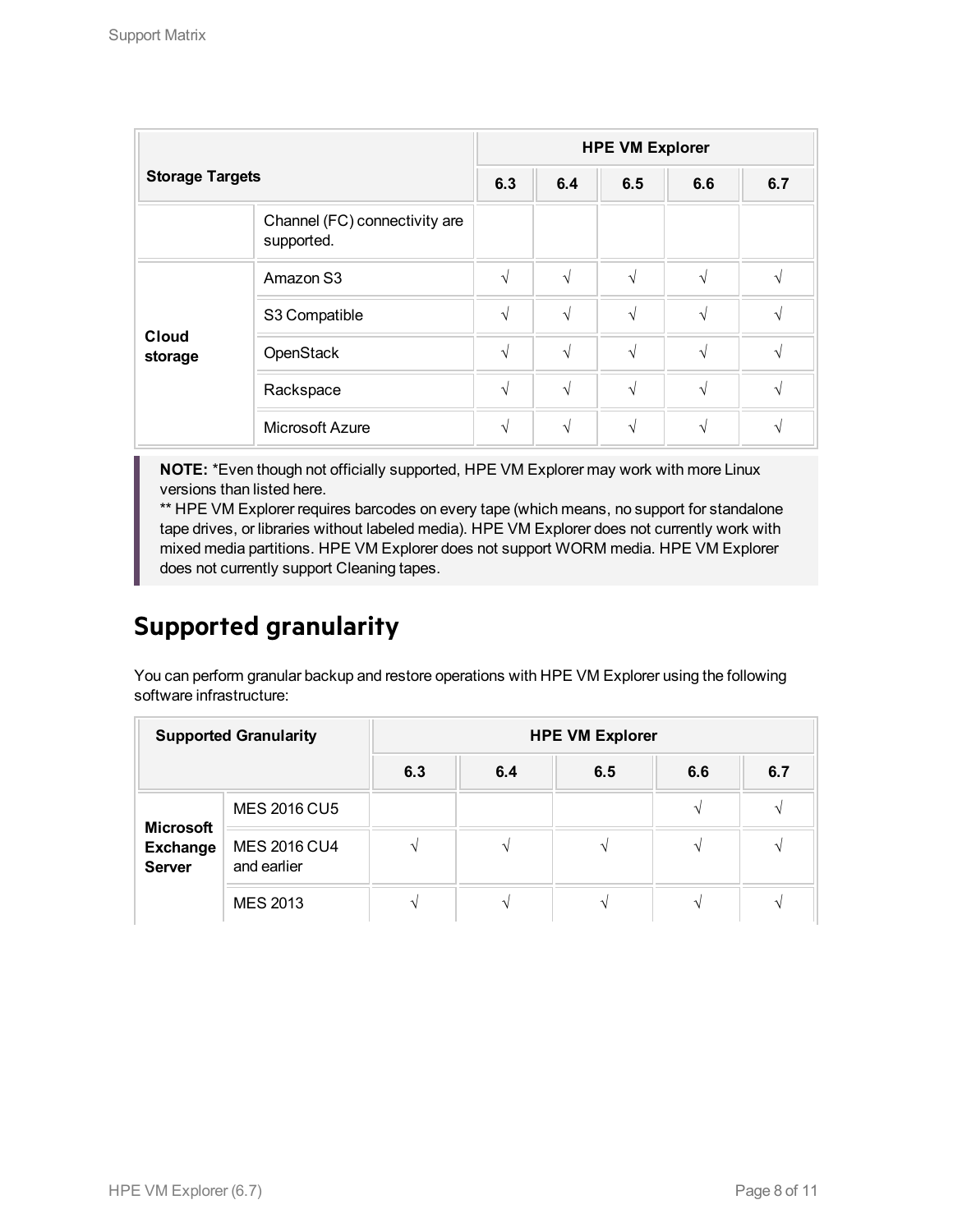| Storage Targets | | HPE VM Explorer | | | | |
|---|---|---|---|---|---|---|
| | | 6.3 | 6.4 | 6.5 | 6.6 | 6.7 |
| | Channel (FC) connectivity are supported. | | | | | |
| Cloud storage | Amazon S3 | √ | √ | √ | √ | √ |
| | S3 Compatible | √ | √ | √ | √ | √ |
| | OpenStack | √ | √ | √ | √ | √ |
| | Rackspace | √ | √ | √ | √ | √ |
| | Microsoft Azure | √ | √ | √ | √ | √ |

**NOTE:** *Even though not officially supported, HPE VM Explorer may work with more Linux versions than listed here.
** HPE VM Explorer requires barcodes on every tape (which means, no support for standalone tape drives, or libraries without labeled media). HPE VM Explorer does not currently work with mixed media partitions. HPE VM Explorer does not support WORM media. HPE VM Explorer does not currently support Cleaning tapes.

## Supported granularity

You can perform granular backup and restore operations with HPE VM Explorer using the following software infrastructure:

| Supported Granularity | | HPE VM Explorer | | | | |
|---|---|---|---|---|---|---|
| | | 6.3 | 6.4 | 6.5 | 6.6 | 6.7 |
| Microsoft Exchange Server | MES 2016 CU5 | | | | √ | √ |
| | MES 2016 CU4 and earlier | √ | √ | √ | √ | √ |
| | MES 2013 | √ | √ | √ | √ | √ |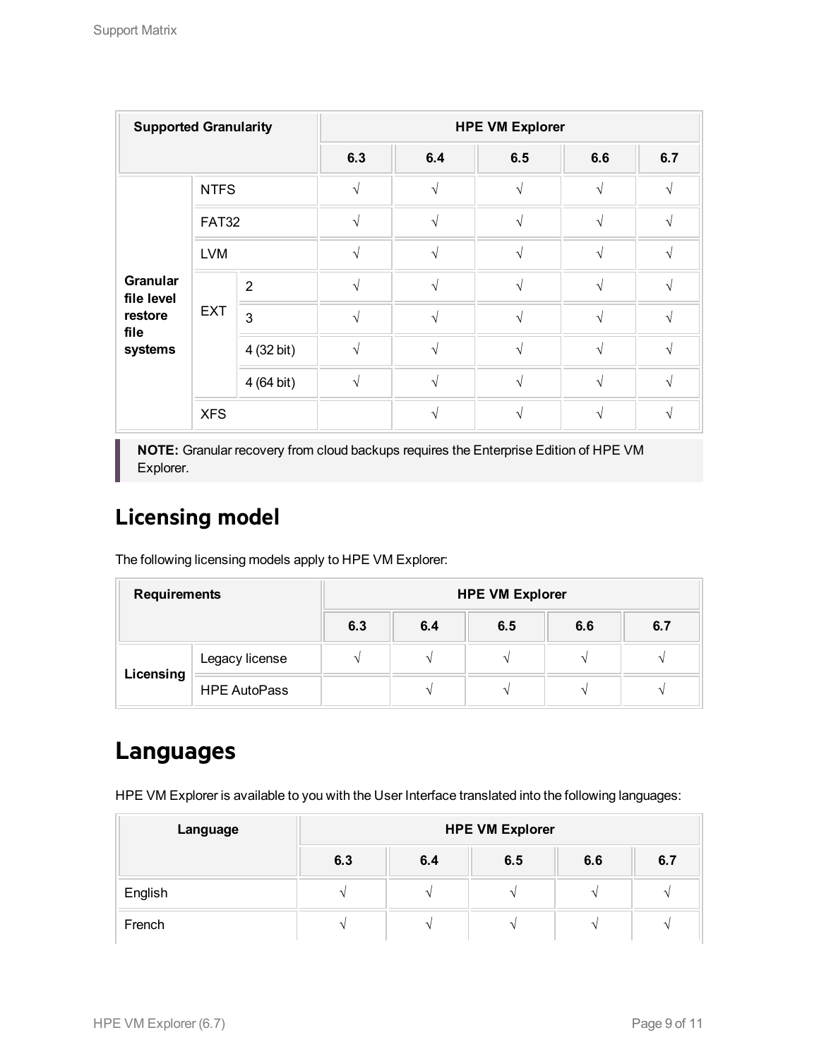| Supported Granularity | | | HPE VM Explorer | | | | |
|---|---|---|---|---|---|---|---|
| | | | 6.3 | 6.4 | 6.5 | 6.6 | 6.7 |
| Granular file level restore file systems | NTFS | | √ | √ | √ | √ | √ |
| | FAT32 | | √ | √ | √ | √ | √ |
| | LVM | | √ | √ | √ | √ | √ |
| | EXT | 2 | √ | √ | √ | √ | √ |
| | | 3 | √ | √ | √ | √ | √ |
| | | 4 (32 bit) | √ | √ | √ | √ | √ |
| | | 4 (64 bit) | √ | √ | √ | √ | √ |
| | XFS | | | √ | √ | √ | √ |

**NOTE:** Granular recovery from cloud backups requires the Enterprise Edition of HPE VM Explorer.

## Licensing model

The following licensing models apply to HPE VM Explorer:

| Requirements | | HPE VM Explorer | | | | |
|---|---|---|---|---|---|---|
| | | 6.3 | 6.4 | 6.5 | 6.6 | 6.7 |
| Licensing | Legacy license | √ | √ | √ | √ | √ |
| | HPE AutoPass | | √ | √ | √ | √ |

## Languages

HPE VM Explorer is available to you with the User Interface translated into the following languages:

| Language | HPE VM Explorer | | | | |
|---|---|---|---|---|---|
| | 6.3 | 6.4 | 6.5 | 6.6 | 6.7 |
| English | √ | √ | √ | √ | √ |
| French | √ | √ | √ | √ | √ |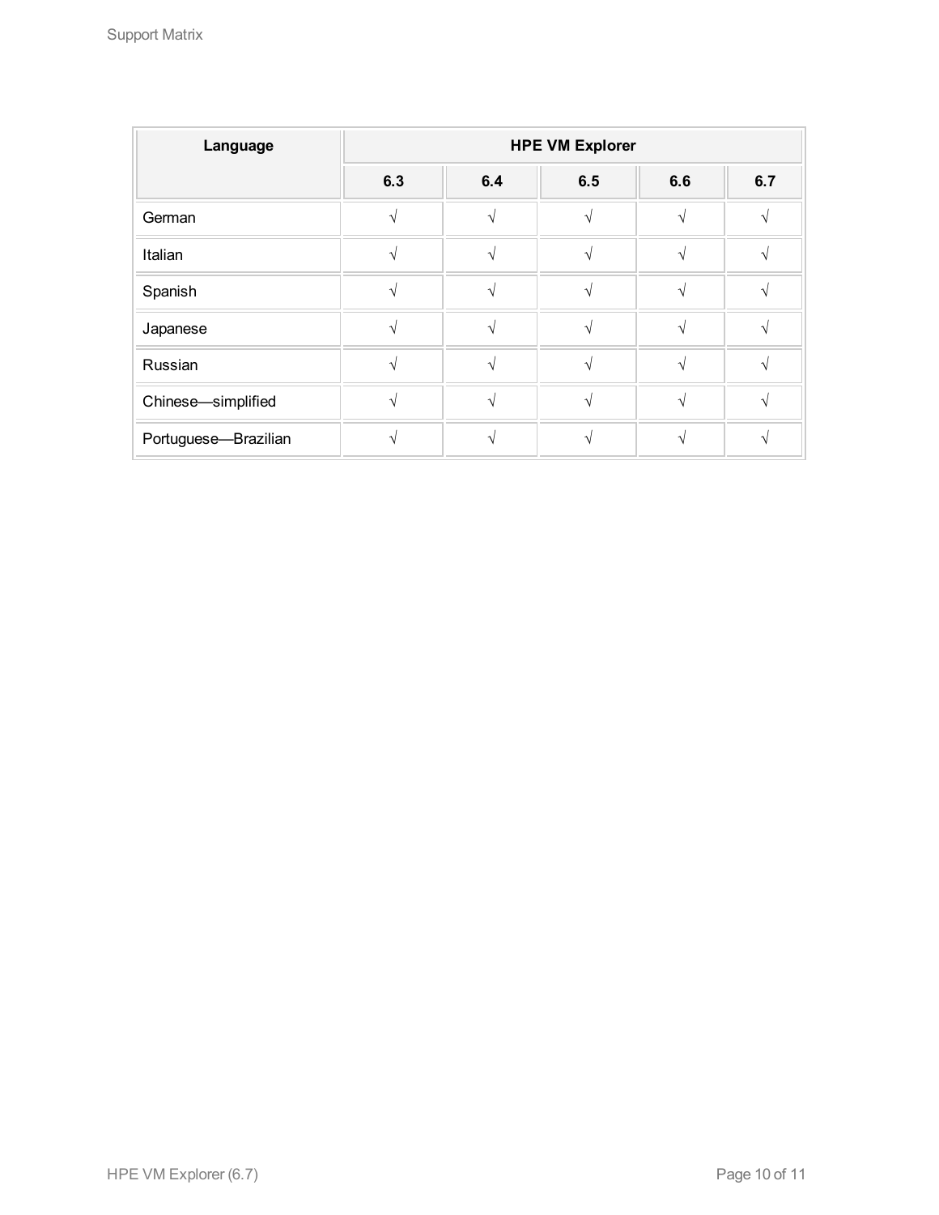| Language | HPE VM Explorer | | | | |
| --- | --- | --- | --- | --- | --- |
| | 6.3 | 6.4 | 6.5 | 6.6 | 6.7 |
| German | √ | √ | √ | √ | √ |
| Italian | √ | √ | √ | √ | √ |
| Spanish | √ | √ | √ | √ | √ |
| Japanese | √ | √ | √ | √ | √ |
| Russian | √ | √ | √ | √ | √ |
| Chinese—simplified | √ | √ | √ | √ | √ |
| Portuguese—Brazilian | √ | √ | √ | √ | √ |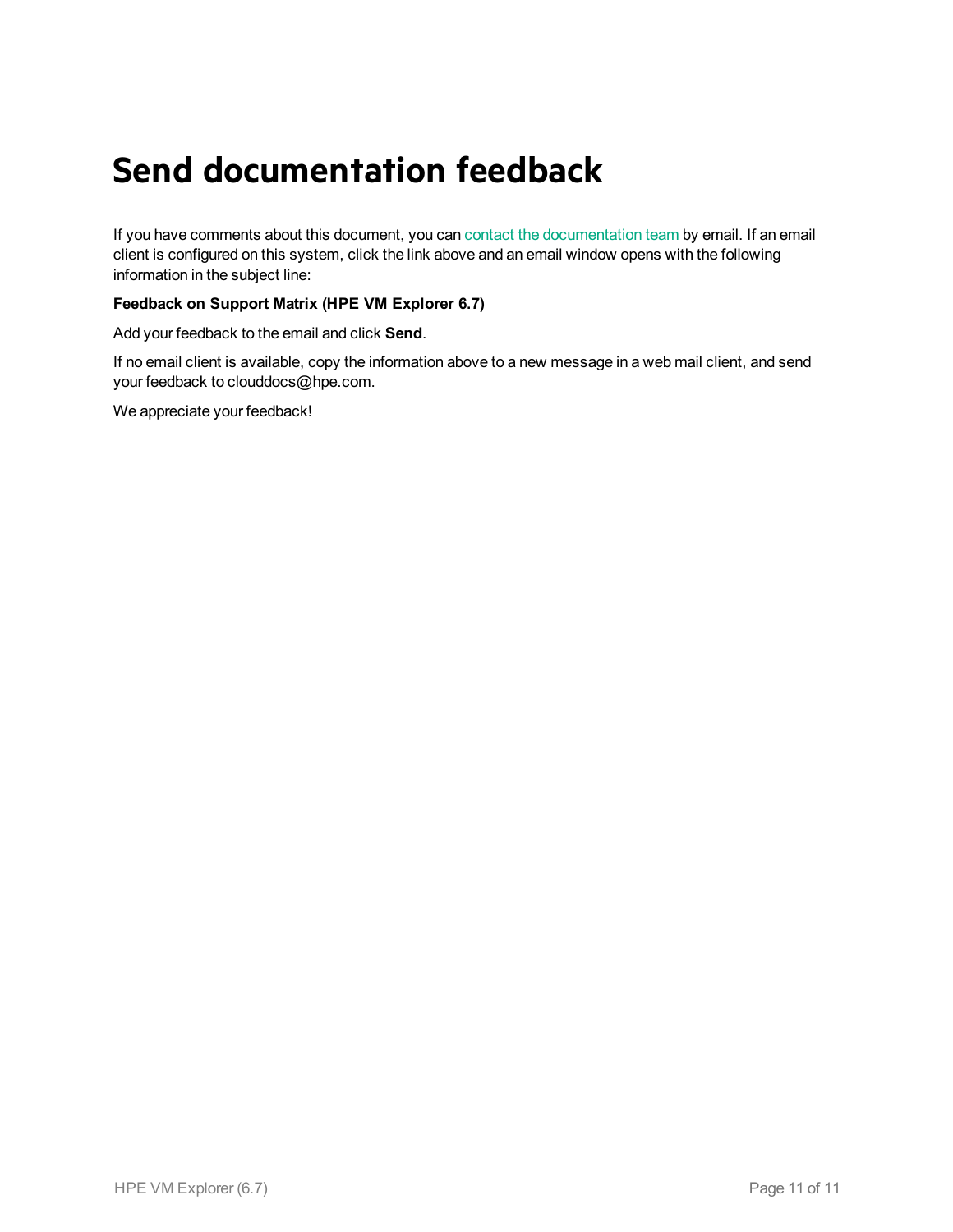# Send documentation feedback

If you have comments about this document, you can contact the documentation team by email. If an email client is configured on this system, click the link above and an email window opens with the following information in the subject line:

**Feedback on Support Matrix (HPE VM Explorer 6.7)**

Add your feedback to the email and click **Send**.

If no email client is available, copy the information above to a new message in a web mail client, and send your feedback to clouddocs@hpe.com.

We appreciate your feedback!